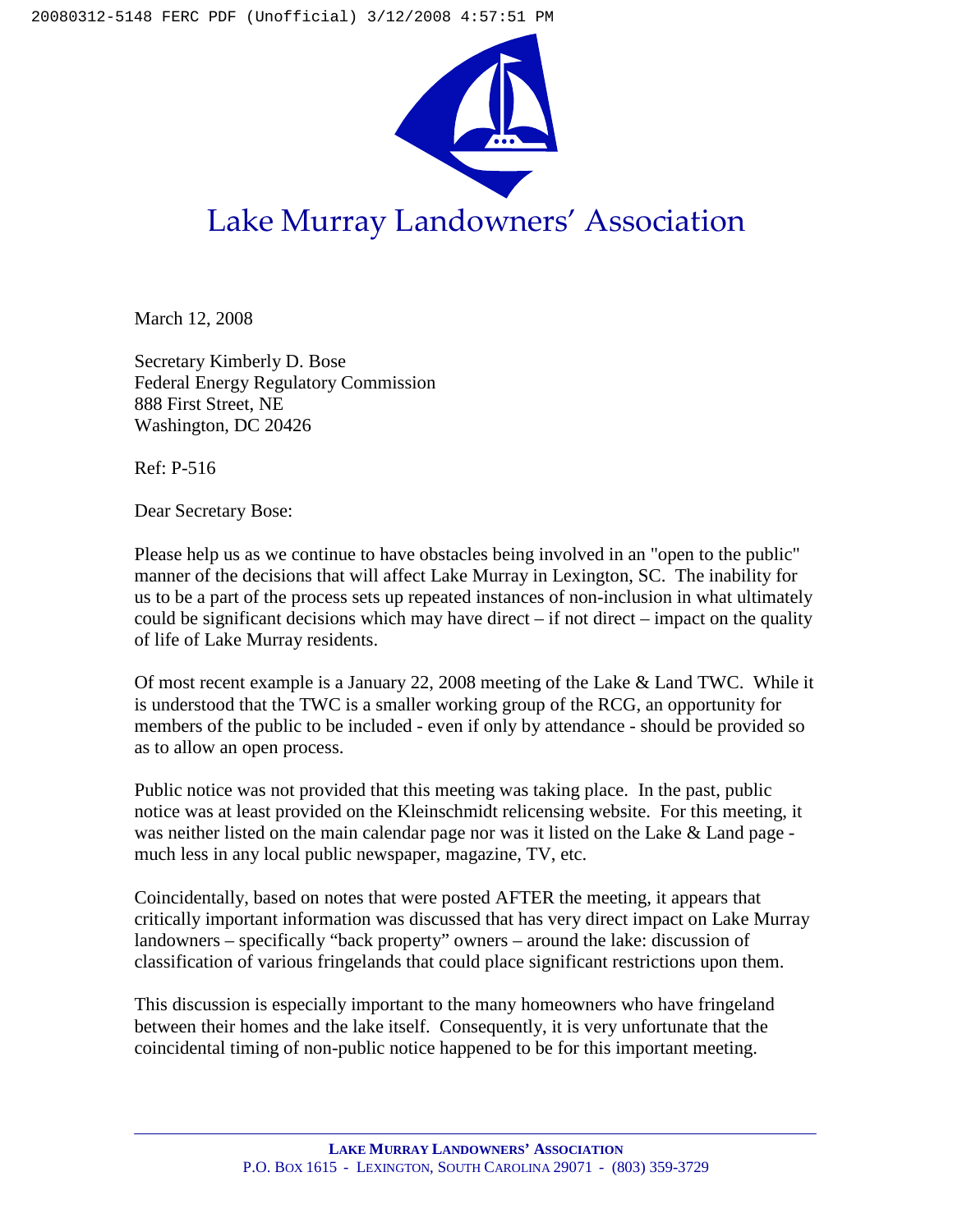# Lake Murray Landowners' Association

March 12, 2008

Secretary Kimberly D. Bose
Federal Energy Regulatory Commission
888 First Street, NE
Washington, DC 20426

Ref: P-516

Dear Secretary Bose:

Please help us as we continue to have obstacles being involved in an "open to the public" manner of the decisions that will affect Lake Murray in Lexington, SC. The inability for us to be a part of the process sets up repeated instances of non-inclusion in what ultimately could be significant decisions which may have direct – if not direct – impact on the quality of life of Lake Murray residents.

Of most recent example is a January 22, 2008 meeting of the Lake & Land TWC. While it is understood that the TWC is a smaller working group of the RCG, an opportunity for members of the public to be included - even if only by attendance - should be provided so as to allow an open process.

Public notice was not provided that this meeting was taking place. In the past, public notice was at least provided on the Kleinschmidt relicensing website. For this meeting, it was neither listed on the main calendar page nor was it listed on the Lake & Land page - much less in any local public newspaper, magazine, TV, etc.

Coincidentally, based on notes that were posted AFTER the meeting, it appears that critically important information was discussed that has very direct impact on Lake Murray landowners – specifically "back property" owners – around the lake: discussion of classification of various fringelands that could place significant restrictions upon them.

This discussion is especially important to the many homeowners who have fringeland between their homes and the lake itself. Consequently, it is very unfortunate that the coincidental timing of non-public notice happened to be for this important meeting.

**LAKE MURRAY LANDOWNERS' ASSOCIATION**
P.O. BOX 1615 - LEXINGTON, SOUTH CAROLINA 29071 - (803) 359-3729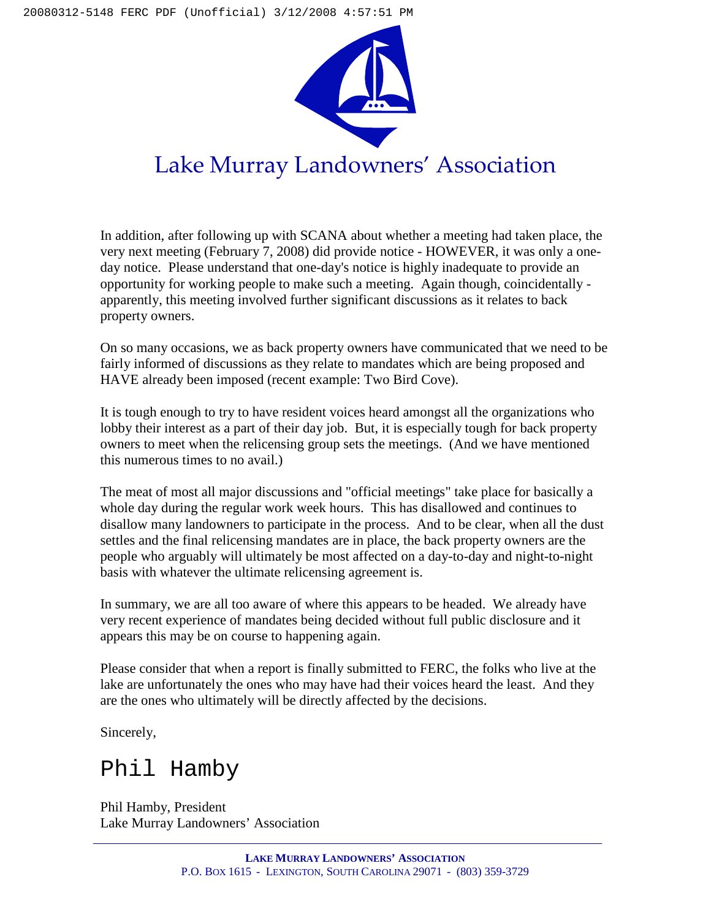# Lake Murray Landowners' Association

In addition, after following up with SCANA about whether a meeting had taken place, the very next meeting (February 7, 2008) did provide notice - HOWEVER, it was only a one-day notice. Please understand that one-day's notice is highly inadequate to provide an opportunity for working people to make such a meeting. Again though, coincidentally - apparently, this meeting involved further significant discussions as it relates to back property owners.

On so many occasions, we as back property owners have communicated that we need to be fairly informed of discussions as they relate to mandates which are being proposed and HAVE already been imposed (recent example: Two Bird Cove).

It is tough enough to try to have resident voices heard amongst all the organizations who lobby their interest as a part of their day job. But, it is especially tough for back property owners to meet when the relicensing group sets the meetings. (And we have mentioned this numerous times to no avail.)

The meat of most all major discussions and "official meetings" take place for basically a whole day during the regular work week hours. This has disallowed and continues to disallow many landowners to participate in the process. And to be clear, when all the dust settles and the final relicensing mandates are in place, the back property owners are the people who arguably will ultimately be most affected on a day-to-day and night-to-night basis with whatever the ultimate relicensing agreement is.

In summary, we are all too aware of where this appears to be headed. We already have very recent experience of mandates being decided without full public disclosure and it appears this may be on course to happening again.

Please consider that when a report is finally submitted to FERC, the folks who live at the lake are unfortunately the ones who may have had their voices heard the least. And they are the ones who ultimately will be directly affected by the decisions.

Sincerely,

Phil Hamby

Phil Hamby, President
Lake Murray Landowners' Association

---

**LAKE MURRAY LANDOWNERS' ASSOCIATION**
P.O. BOX 1615 - LEXINGTON, SOUTH CAROLINA 29071 - (803) 359-3729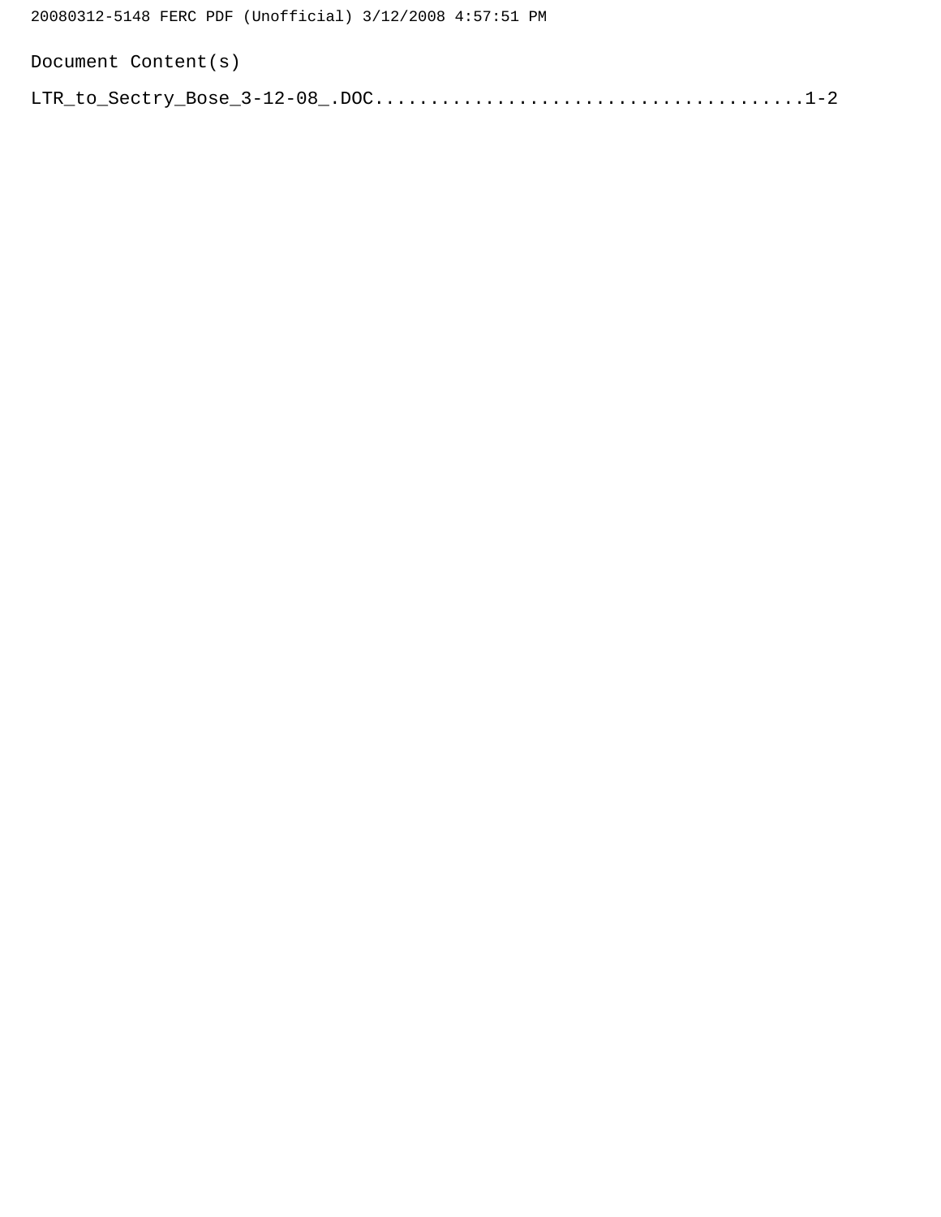Document Content(s)

LTR_to_Sectry_Bose_3-12-08_.DOC.......................................1-2